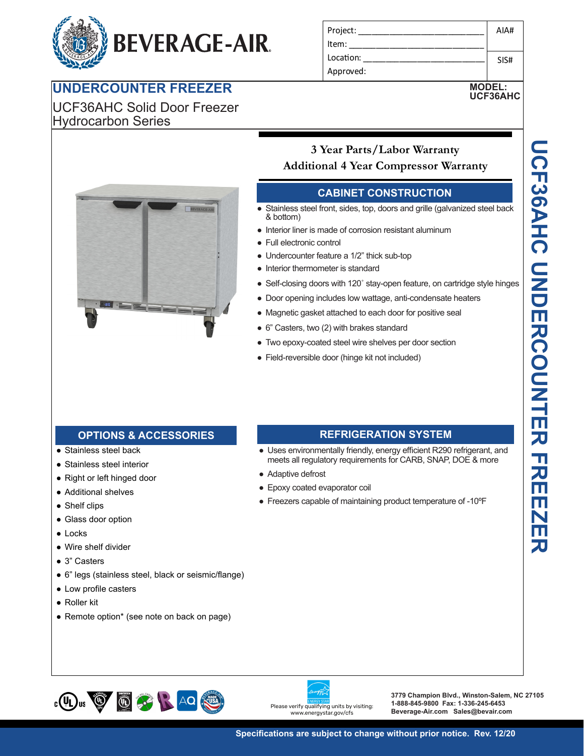BEVERAGE-AIR

| Project: ______________________ | AIA# |
| --- | --- |
| Item: ______________________ | |
| Location: ______________________ | SIS# |
| Approved: | |

# UNDERCOUNTER FREEZER

**MODEL: UCF36AHC**

## UCF36AHC Solid Door Freezer Hydrocarbon Series

**3 Year Parts/Labor Warranty**
**Additional 4 Year Compressor Warranty**

## CABINET CONSTRUCTION

- Stainless steel front, sides, top, doors and grille (galvanized steel back & bottom)
- Interior liner is made of corrosion resistant aluminum
- Full electronic control
- Undercounter feature a 1/2" thick sub-top
- Interior thermometer is standard
- Self-closing doors with 120˚ stay-open feature, on cartridge style hinges
- Door opening includes low wattage, anti-condensate heaters
- Magnetic gasket attached to each door for positive seal
- 6" Casters, two (2) with brakes standard
- Two epoxy-coated steel wire shelves per door section
- Field-reversible door (hinge kit not included)

## OPTIONS & ACCESSORIES

- Stainless steel back
- Stainless steel interior
- Right or left hinged door
- Additional shelves
- Shelf clips
- Glass door option
- Locks
- Wire shelf divider
- 3" Casters
- 6" legs (stainless steel, black or seismic/flange)
- Low profile casters
- Roller kit
- Remote option* (see note on back on page)

## REFRIGERATION SYSTEM

- Uses environmentally friendly, energy efficient R290 refrigerant, and meets all regulatory requirements for CARB, SNAP, DOE & more
- Adaptive defrost
- Epoxy coated evaporator coil
- Freezers capable of maintaining product temperature of -10ºF

UCF36AHC UNDERCOUNTER FREEZER

Please verify qualifying units by visiting: www.energystar.gov/cfs

**3779 Champion Blvd., Winston-Salem, NC 27105**
**1-888-845-9800 Fax: 1-336-245-6453**
**Beverage-Air.com Sales@bevair.com**

**Specifications are subject to change without prior notice. Rev. 12/20**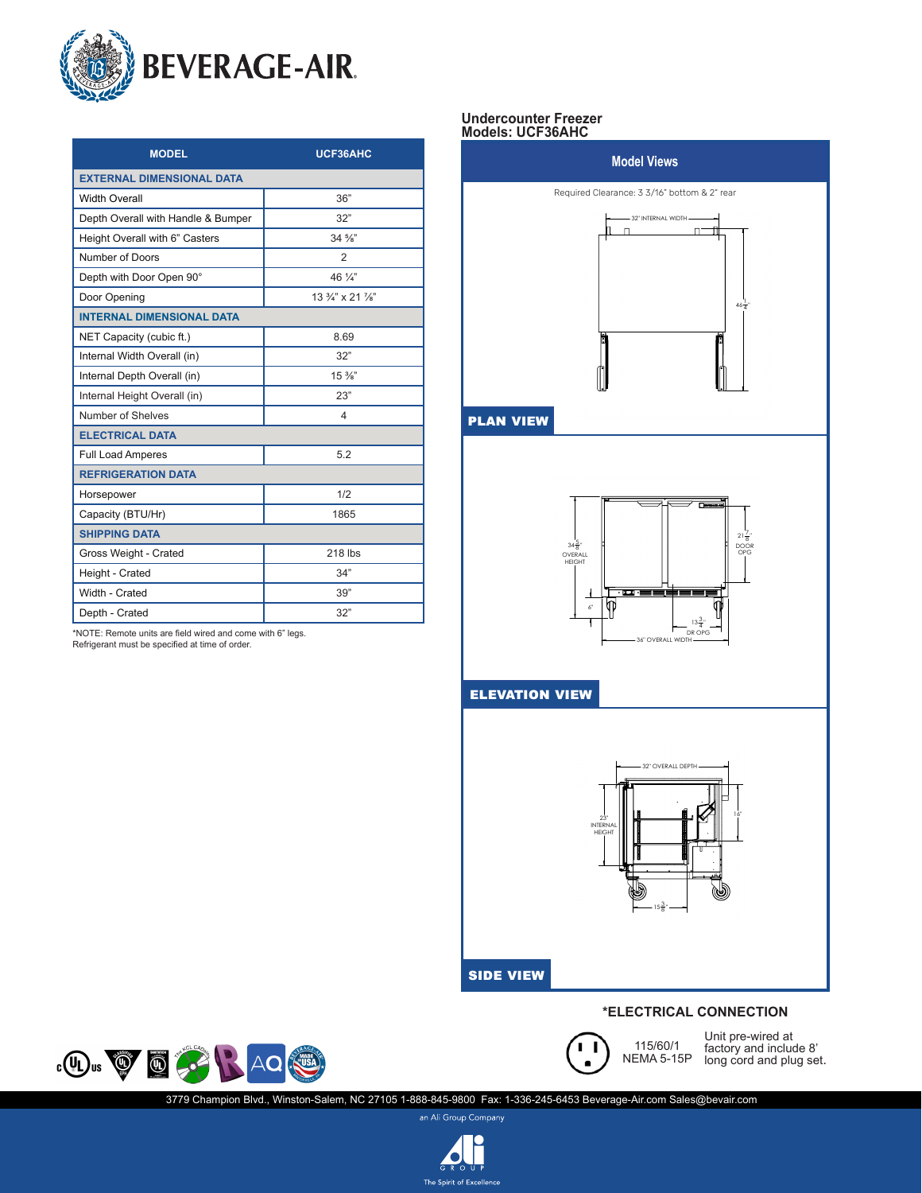# BEVERAGE-AIR

## Undercounter Freezer
## Models: UCF36AHC

| MODEL | UCF36AHC |
|---|---|
| **EXTERNAL DIMENSIONAL DATA** | |
| Width Overall | 36" |
| Depth Overall with Handle & Bumper | 32" |
| Height Overall with 6" Casters | 34 ⅝" |
| Number of Doors | 2 |
| Depth with Door Open 90° | 46 ¼" |
| Door Opening | 13 ¾" x 21 ⅞" |
| **INTERNAL DIMENSIONAL DATA** | |
| NET Capacity (cubic ft.) | 8.69 |
| Internal Width Overall (in) | 32" |
| Internal Depth Overall (in) | 15 ⅜" |
| Internal Height Overall (in) | 23" |
| Number of Shelves | 4 |
| **ELECTRICAL DATA** | |
| Full Load Amperes | 5.2 |
| **REFRIGERATION DATA** | |
| Horsepower | 1/2 |
| Capacity (BTU/Hr) | 1865 |
| **SHIPPING DATA** | |
| Gross Weight - Crated | 218 lbs |
| Height - Crated | 34" |
| Width - Crated | 39" |
| Depth - Crated | 32" |

*NOTE: Remote units are field wired and come with 6" legs.
Refrigerant must be specified at time of order.

### Model Views

Required Clearance: 3 3/16" bottom & 2" rear

32" INTERNAL WIDTH
46 1/4"

**PLAN VIEW**

34 5/8" OVERALL HEIGHT
21 7/8" DOOR OPG
6"
13 3/4" DR OPG
36" OVERALL WIDTH

**ELEVATION VIEW**

32" OVERALL DEPTH
23" INTERNAL HEIGHT
16"
15 3/8"

**SIDE VIEW**

### *ELECTRICAL CONNECTION

115/60/1
NEMA 5-15P

Unit pre-wired at factory and include 8' long cord and plug set.

3779 Champion Blvd., Winston-Salem, NC 27105 1-888-845-9800 Fax: 1-336-245-6453 Beverage-Air.com Sales@bevair.com

an Ali Group Company

The Spirit of Excellence